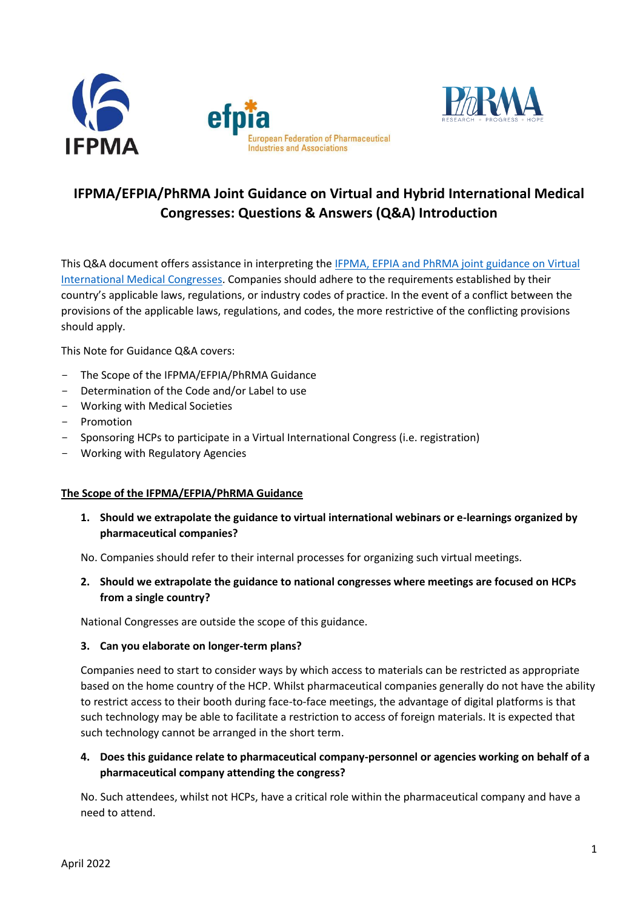# IFPMA/EFPIA/PhRMA Joint Guidance on Virtual and Hybrid International Medical Congresses: Questions & Answers (Q&A) Introduction

This Q&A document offers assistance in interpreting the IFPMA, EFPIA and PhRMA joint guidance on Virtual International Medical Congresses. Companies should adhere to the requirements established by their country's applicable laws, regulations, or industry codes of practice. In the event of a conflict between the provisions of the applicable laws, regulations, and codes, the more restrictive of the conflicting provisions should apply.

This Note for Guidance Q&A covers:

- The Scope of the IFPMA/EFPIA/PhRMA Guidance
- Determination of the Code and/or Label to use
- Working with Medical Societies
- Promotion
- Sponsoring HCPs to participate in a Virtual International Congress (i.e. registration)
- Working with Regulatory Agencies

## The Scope of the IFPMA/EFPIA/PhRMA Guidance

1. **Should we extrapolate the guidance to virtual international webinars or e-learnings organized by pharmaceutical companies?**

   No. Companies should refer to their internal processes for organizing such virtual meetings.

2. **Should we extrapolate the guidance to national congresses where meetings are focused on HCPs from a single country?**

   National Congresses are outside the scope of this guidance.

3. **Can you elaborate on longer-term plans?**

   Companies need to start to consider ways by which access to materials can be restricted as appropriate based on the home country of the HCP. Whilst pharmaceutical companies generally do not have the ability to restrict access to their booth during face-to-face meetings, the advantage of digital platforms is that such technology may be able to facilitate a restriction to access of foreign materials. It is expected that such technology cannot be arranged in the short term.

4. **Does this guidance relate to pharmaceutical company-personnel or agencies working on behalf of a pharmaceutical company attending the congress?**

   No. Such attendees, whilst not HCPs, have a critical role within the pharmaceutical company and have a need to attend.

April 2022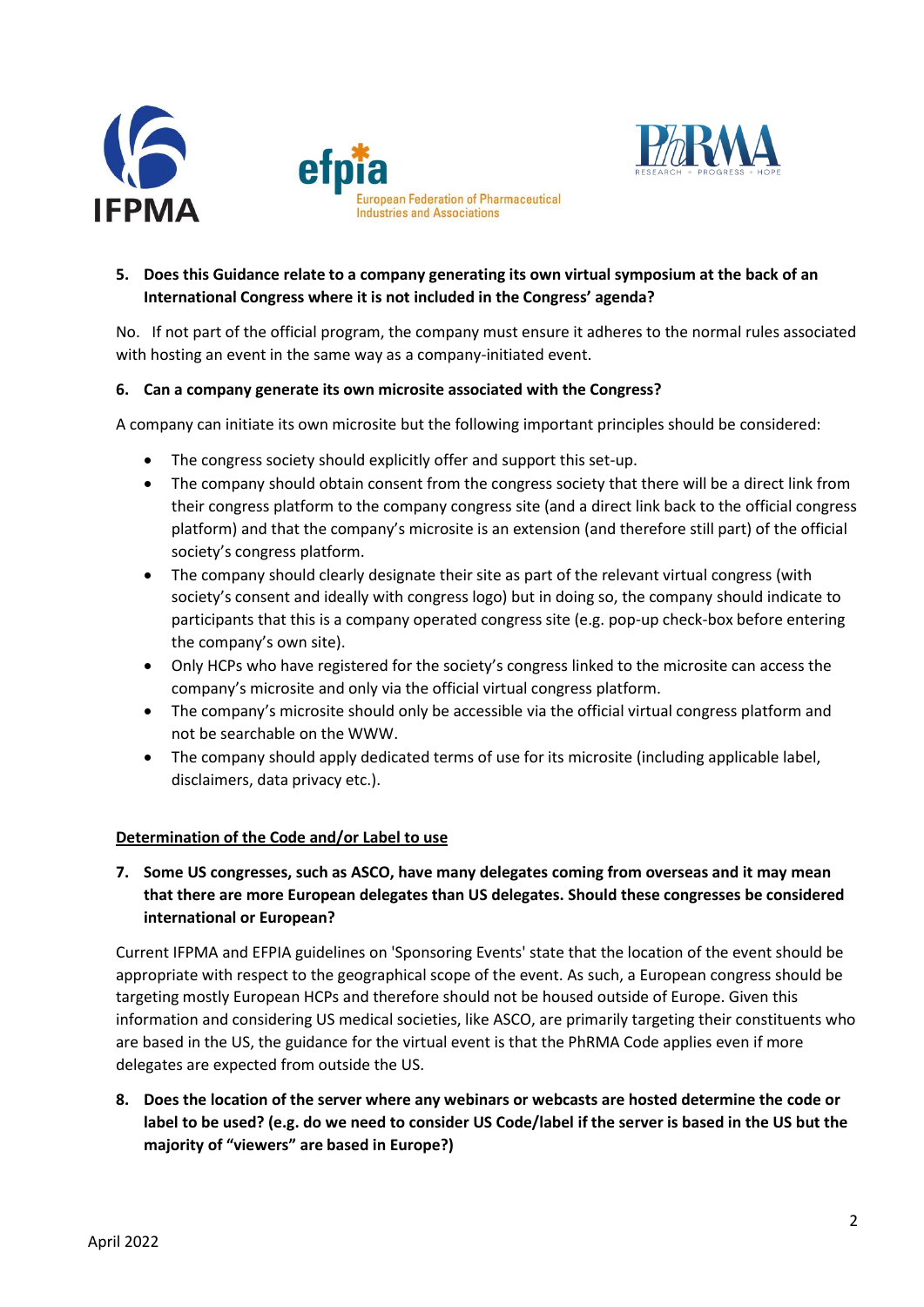5. **Does this Guidance relate to a company generating its own virtual symposium at the back of an International Congress where it is not included in the Congress' agenda?**

No. If not part of the official program, the company must ensure it adheres to the normal rules associated with hosting an event in the same way as a company-initiated event.

6. **Can a company generate its own microsite associated with the Congress?**

A company can initiate its own microsite but the following important principles should be considered:

- The congress society should explicitly offer and support this set-up.
- The company should obtain consent from the congress society that there will be a direct link from their congress platform to the company congress site (and a direct link back to the official congress platform) and that the company's microsite is an extension (and therefore still part) of the official society's congress platform.
- The company should clearly designate their site as part of the relevant virtual congress (with society's consent and ideally with congress logo) but in doing so, the company should indicate to participants that this is a company operated congress site (e.g. pop-up check-box before entering the company's own site).
- Only HCPs who have registered for the society's congress linked to the microsite can access the company's microsite and only via the official virtual congress platform.
- The company's microsite should only be accessible via the official virtual congress platform and not be searchable on the WWW.
- The company should apply dedicated terms of use for its microsite (including applicable label, disclaimers, data privacy etc.).

## Determination of the Code and/or Label to use

7. **Some US congresses, such as ASCO, have many delegates coming from overseas and it may mean that there are more European delegates than US delegates. Should these congresses be considered international or European?**

Current IFPMA and EFPIA guidelines on 'Sponsoring Events' state that the location of the event should be appropriate with respect to the geographical scope of the event. As such, a European congress should be targeting mostly European HCPs and therefore should not be housed outside of Europe. Given this information and considering US medical societies, like ASCO, are primarily targeting their constituents who are based in the US, the guidance for the virtual event is that the PhRMA Code applies even if more delegates are expected from outside the US.

8. **Does the location of the server where any webinars or webcasts are hosted determine the code or label to be used? (e.g. do we need to consider US Code/label if the server is based in the US but the majority of "viewers" are based in Europe?)**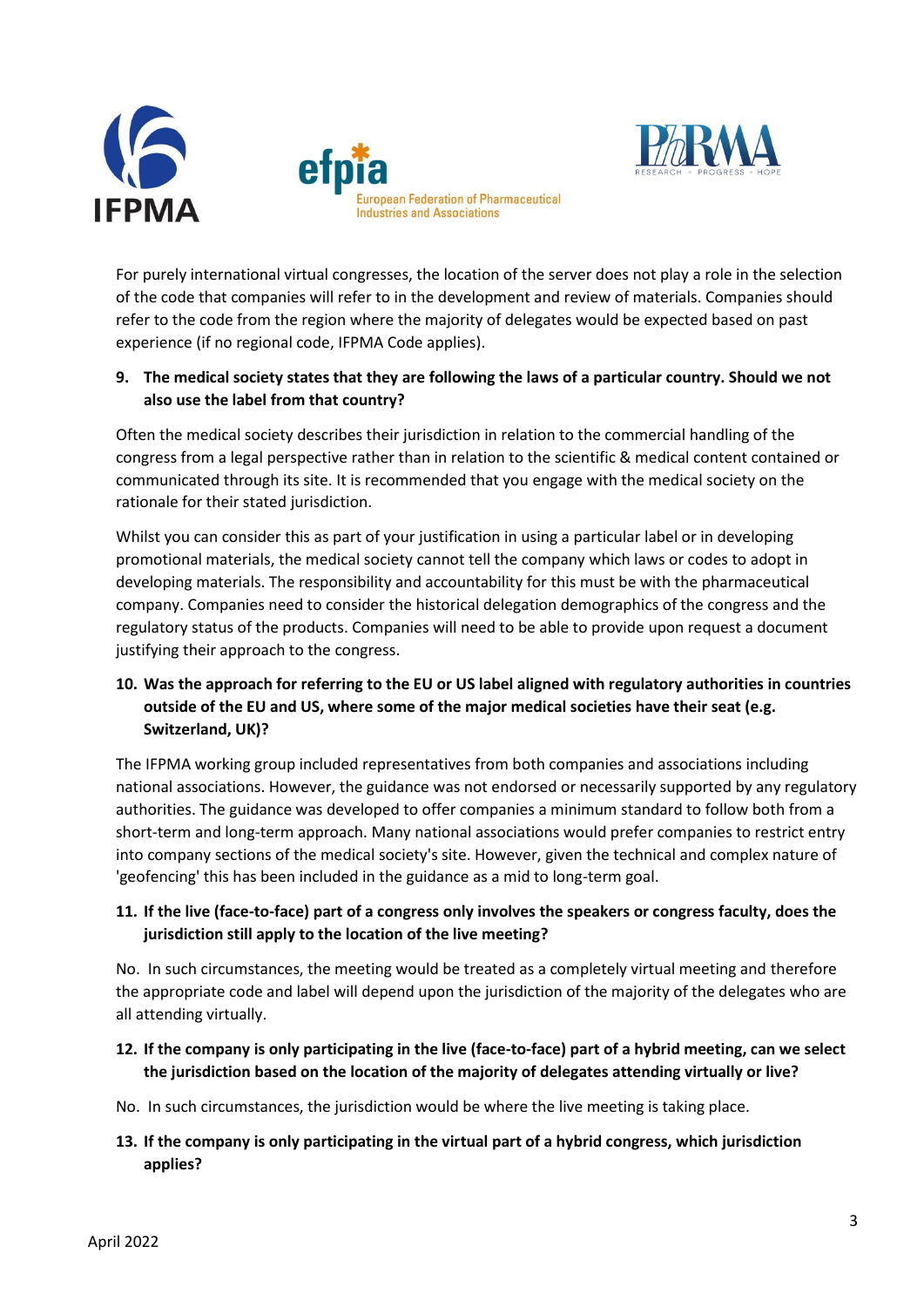For purely international virtual congresses, the location of the server does not play a role in the selection of the code that companies will refer to in the development and review of materials. Companies should refer to the code from the region where the majority of delegates would be expected based on past experience (if no regional code, IFPMA Code applies).

9. **The medical society states that they are following the laws of a particular country. Should we not also use the label from that country?**

Often the medical society describes their jurisdiction in relation to the commercial handling of the congress from a legal perspective rather than in relation to the scientific & medical content contained or communicated through its site. It is recommended that you engage with the medical society on the rationale for their stated jurisdiction.

Whilst you can consider this as part of your justification in using a particular label or in developing promotional materials, the medical society cannot tell the company which laws or codes to adopt in developing materials. The responsibility and accountability for this must be with the pharmaceutical company. Companies need to consider the historical delegation demographics of the congress and the regulatory status of the products. Companies will need to be able to provide upon request a document justifying their approach to the congress.

10. **Was the approach for referring to the EU or US label aligned with regulatory authorities in countries outside of the EU and US, where some of the major medical societies have their seat (e.g. Switzerland, UK)?**

The IFPMA working group included representatives from both companies and associations including national associations. However, the guidance was not endorsed or necessarily supported by any regulatory authorities. The guidance was developed to offer companies a minimum standard to follow both from a short-term and long-term approach. Many national associations would prefer companies to restrict entry into company sections of the medical society's site. However, given the technical and complex nature of 'geofencing' this has been included in the guidance as a mid to long-term goal.

11. **If the live (face-to-face) part of a congress only involves the speakers or congress faculty, does the jurisdiction still apply to the location of the live meeting?**

No. In such circumstances, the meeting would be treated as a completely virtual meeting and therefore the appropriate code and label will depend upon the jurisdiction of the majority of the delegates who are all attending virtually.

12. **If the company is only participating in the live (face-to-face) part of a hybrid meeting, can we select the jurisdiction based on the location of the majority of delegates attending virtually or live?**

No. In such circumstances, the jurisdiction would be where the live meeting is taking place.

13. **If the company is only participating in the virtual part of a hybrid congress, which jurisdiction applies?**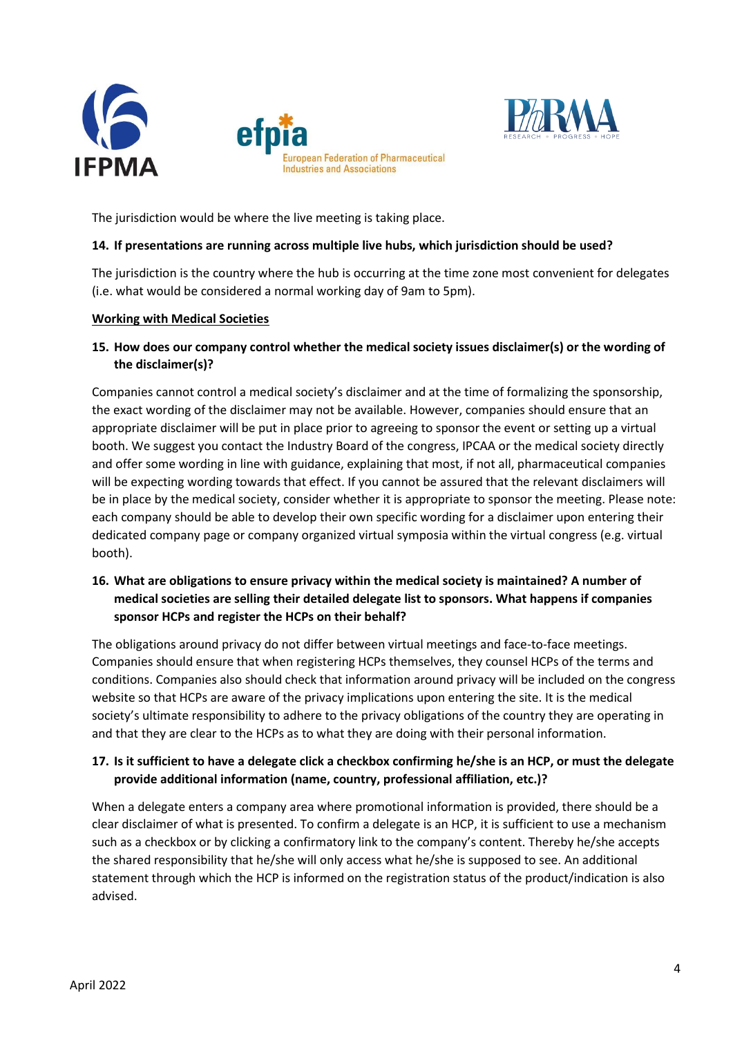The jurisdiction would be where the live meeting is taking place.

**14. If presentations are running across multiple live hubs, which jurisdiction should be used?**

The jurisdiction is the country where the hub is occurring at the time zone most convenient for delegates (i.e. what would be considered a normal working day of 9am to 5pm).

**Working with Medical Societies**

**15. How does our company control whether the medical society issues disclaimer(s) or the wording of the disclaimer(s)?**

Companies cannot control a medical society's disclaimer and at the time of formalizing the sponsorship, the exact wording of the disclaimer may not be available. However, companies should ensure that an appropriate disclaimer will be put in place prior to agreeing to sponsor the event or setting up a virtual booth. We suggest you contact the Industry Board of the congress, IPCAA or the medical society directly and offer some wording in line with guidance, explaining that most, if not all, pharmaceutical companies will be expecting wording towards that effect. If you cannot be assured that the relevant disclaimers will be in place by the medical society, consider whether it is appropriate to sponsor the meeting. Please note: each company should be able to develop their own specific wording for a disclaimer upon entering their dedicated company page or company organized virtual symposia within the virtual congress (e.g. virtual booth).

**16. What are obligations to ensure privacy within the medical society is maintained? A number of medical societies are selling their detailed delegate list to sponsors. What happens if companies sponsor HCPs and register the HCPs on their behalf?**

The obligations around privacy do not differ between virtual meetings and face-to-face meetings. Companies should ensure that when registering HCPs themselves, they counsel HCPs of the terms and conditions. Companies also should check that information around privacy will be included on the congress website so that HCPs are aware of the privacy implications upon entering the site. It is the medical society's ultimate responsibility to adhere to the privacy obligations of the country they are operating in and that they are clear to the HCPs as to what they are doing with their personal information.

**17. Is it sufficient to have a delegate click a checkbox confirming he/she is an HCP, or must the delegate provide additional information (name, country, professional affiliation, etc.)?**

When a delegate enters a company area where promotional information is provided, there should be a clear disclaimer of what is presented. To confirm a delegate is an HCP, it is sufficient to use a mechanism such as a checkbox or by clicking a confirmatory link to the company's content. Thereby he/she accepts the shared responsibility that he/she will only access what he/she is supposed to see. An additional statement through which the HCP is informed on the registration status of the product/indication is also advised.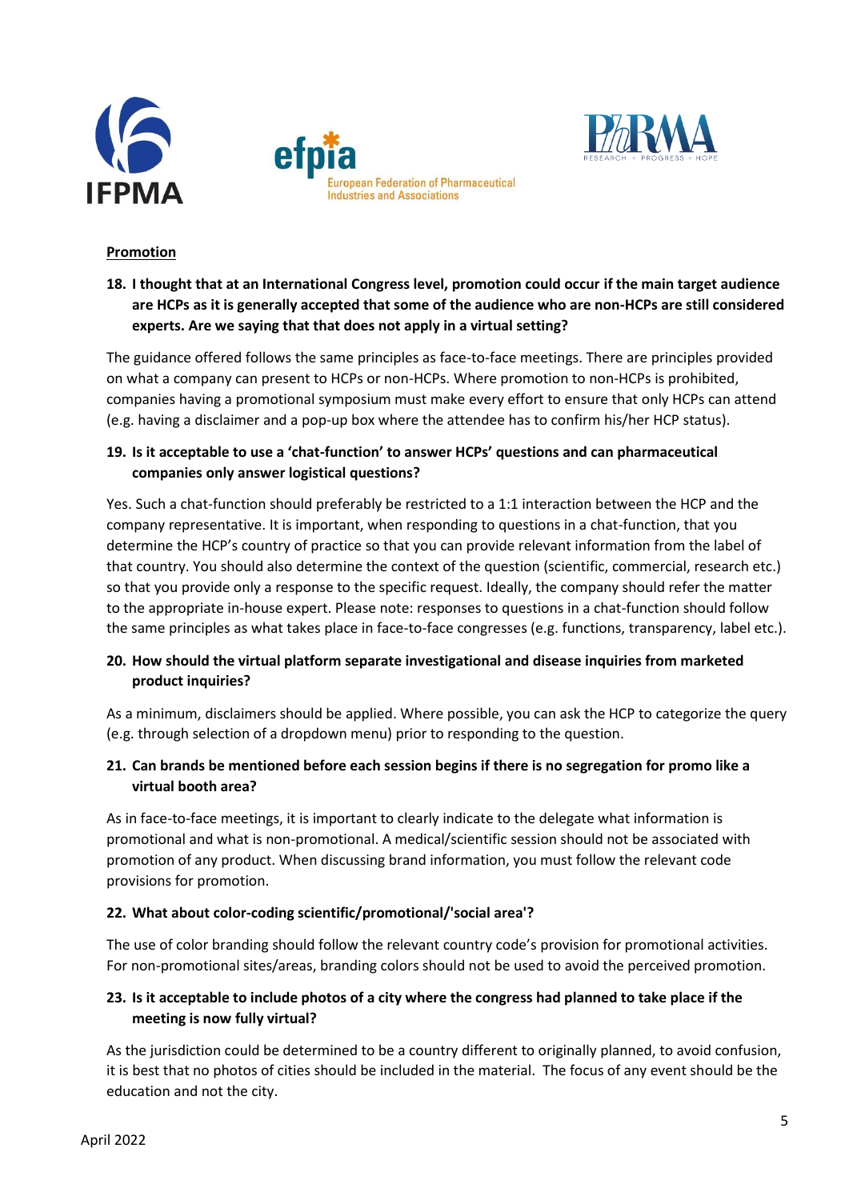**Promotion**

**18. I thought that at an International Congress level, promotion could occur if the main target audience are HCPs as it is generally accepted that some of the audience who are non-HCPs are still considered experts. Are we saying that that does not apply in a virtual setting?**

The guidance offered follows the same principles as face-to-face meetings. There are principles provided on what a company can present to HCPs or non-HCPs. Where promotion to non-HCPs is prohibited, companies having a promotional symposium must make every effort to ensure that only HCPs can attend (e.g. having a disclaimer and a pop-up box where the attendee has to confirm his/her HCP status).

**19. Is it acceptable to use a 'chat-function' to answer HCPs' questions and can pharmaceutical companies only answer logistical questions?**

Yes. Such a chat-function should preferably be restricted to a 1:1 interaction between the HCP and the company representative. It is important, when responding to questions in a chat-function, that you determine the HCP's country of practice so that you can provide relevant information from the label of that country. You should also determine the context of the question (scientific, commercial, research etc.) so that you provide only a response to the specific request. Ideally, the company should refer the matter to the appropriate in-house expert. Please note: responses to questions in a chat-function should follow the same principles as what takes place in face-to-face congresses (e.g. functions, transparency, label etc.).

**20. How should the virtual platform separate investigational and disease inquiries from marketed product inquiries?**

As a minimum, disclaimers should be applied. Where possible, you can ask the HCP to categorize the query (e.g. through selection of a dropdown menu) prior to responding to the question.

**21. Can brands be mentioned before each session begins if there is no segregation for promo like a virtual booth area?**

As in face-to-face meetings, it is important to clearly indicate to the delegate what information is promotional and what is non-promotional. A medical/scientific session should not be associated with promotion of any product. When discussing brand information, you must follow the relevant code provisions for promotion.

**22. What about color-coding scientific/promotional/'social area'?**

The use of color branding should follow the relevant country code's provision for promotional activities. For non-promotional sites/areas, branding colors should not be used to avoid the perceived promotion.

**23. Is it acceptable to include photos of a city where the congress had planned to take place if the meeting is now fully virtual?**

As the jurisdiction could be determined to be a country different to originally planned, to avoid confusion, it is best that no photos of cities should be included in the material. The focus of any event should be the education and not the city.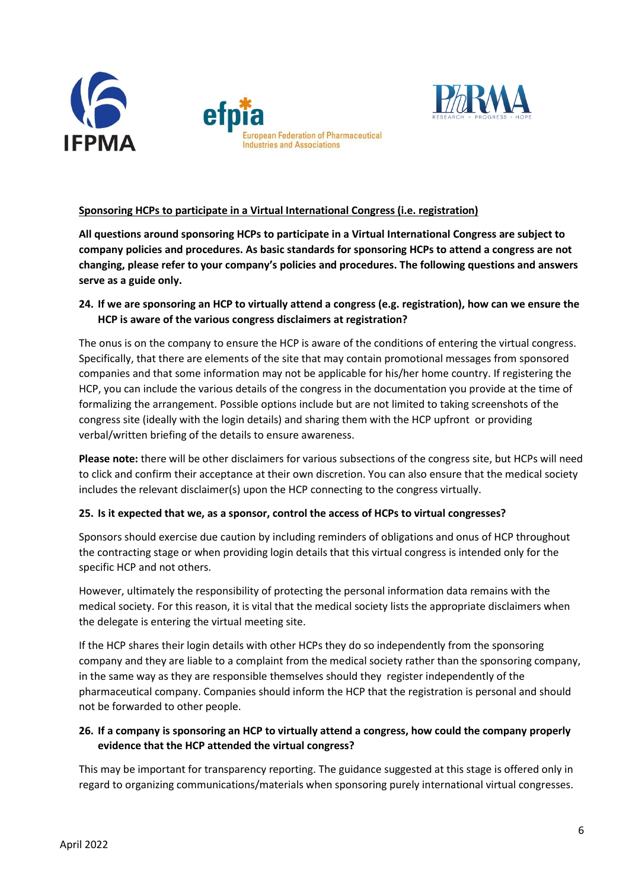**Sponsoring HCPs to participate in a Virtual International Congress (i.e. registration)**

**All questions around sponsoring HCPs to participate in a Virtual International Congress are subject to company policies and procedures. As basic standards for sponsoring HCPs to attend a congress are not changing, please refer to your company's policies and procedures. The following questions and answers serve as a guide only.**

**24. If we are sponsoring an HCP to virtually attend a congress (e.g. registration), how can we ensure the HCP is aware of the various congress disclaimers at registration?**

The onus is on the company to ensure the HCP is aware of the conditions of entering the virtual congress. Specifically, that there are elements of the site that may contain promotional messages from sponsored companies and that some information may not be applicable for his/her home country. If registering the HCP, you can include the various details of the congress in the documentation you provide at the time of formalizing the arrangement. Possible options include but are not limited to taking screenshots of the congress site (ideally with the login details) and sharing them with the HCP upfront or providing verbal/written briefing of the details to ensure awareness.

**Please note:** there will be other disclaimers for various subsections of the congress site, but HCPs will need to click and confirm their acceptance at their own discretion. You can also ensure that the medical society includes the relevant disclaimer(s) upon the HCP connecting to the congress virtually.

**25. Is it expected that we, as a sponsor, control the access of HCPs to virtual congresses?**

Sponsors should exercise due caution by including reminders of obligations and onus of HCP throughout the contracting stage or when providing login details that this virtual congress is intended only for the specific HCP and not others.

However, ultimately the responsibility of protecting the personal information data remains with the medical society. For this reason, it is vital that the medical society lists the appropriate disclaimers when the delegate is entering the virtual meeting site.

If the HCP shares their login details with other HCPs they do so independently from the sponsoring company and they are liable to a complaint from the medical society rather than the sponsoring company, in the same way as they are responsible themselves should they register independently of the pharmaceutical company. Companies should inform the HCP that the registration is personal and should not be forwarded to other people.

**26. If a company is sponsoring an HCP to virtually attend a congress, how could the company properly evidence that the HCP attended the virtual congress?**

This may be important for transparency reporting. The guidance suggested at this stage is offered only in regard to organizing communications/materials when sponsoring purely international virtual congresses.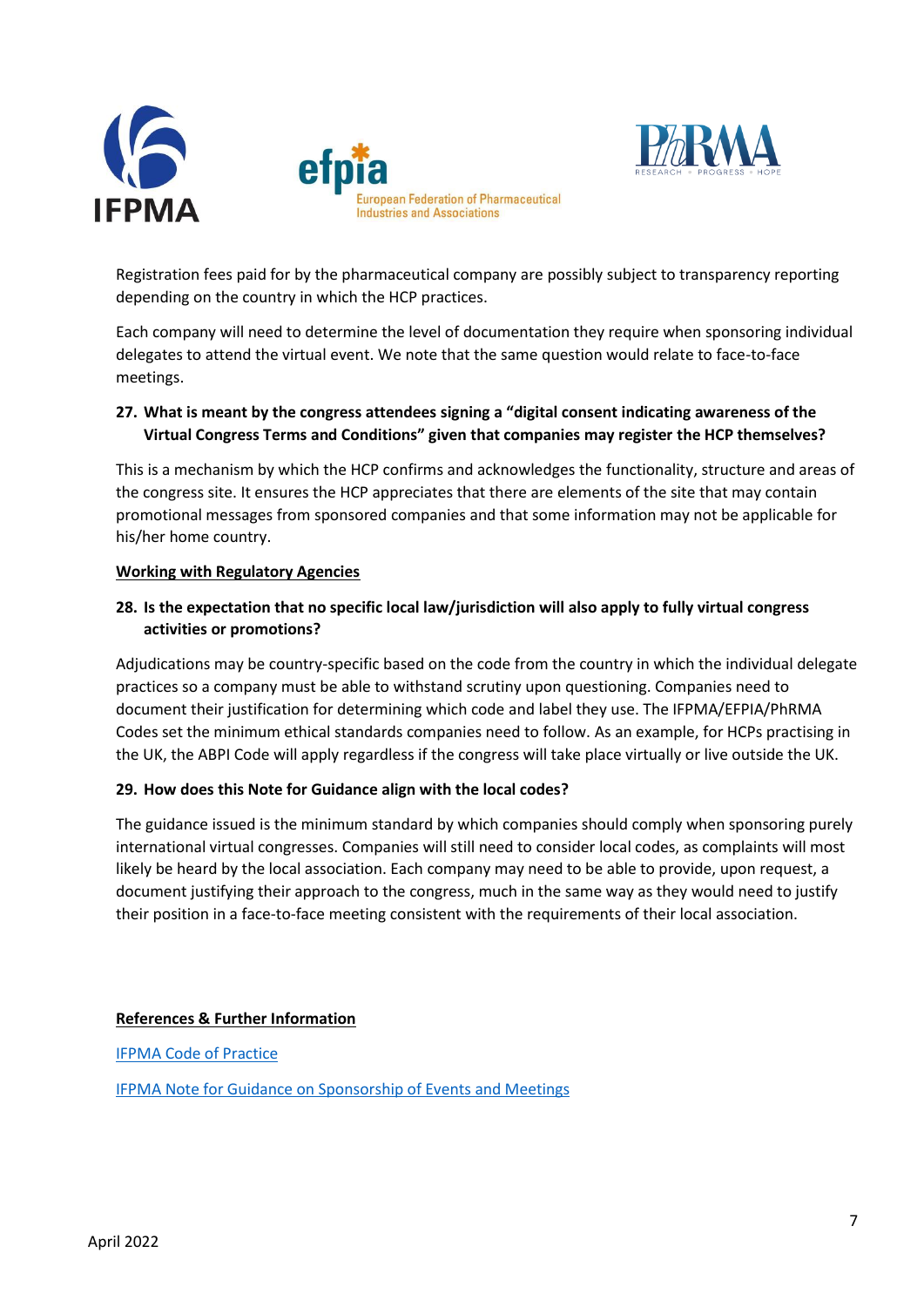Registration fees paid for by the pharmaceutical company are possibly subject to transparency reporting depending on the country in which the HCP practices.

Each company will need to determine the level of documentation they require when sponsoring individual delegates to attend the virtual event. We note that the same question would relate to face-to-face meetings.

**27. What is meant by the congress attendees signing a "digital consent indicating awareness of the Virtual Congress Terms and Conditions" given that companies may register the HCP themselves?**

This is a mechanism by which the HCP confirms and acknowledges the functionality, structure and areas of the congress site. It ensures the HCP appreciates that there are elements of the site that may contain promotional messages from sponsored companies and that some information may not be applicable for his/her home country.

**Working with Regulatory Agencies**

**28. Is the expectation that no specific local law/jurisdiction will also apply to fully virtual congress activities or promotions?**

Adjudications may be country-specific based on the code from the country in which the individual delegate practices so a company must be able to withstand scrutiny upon questioning. Companies need to document their justification for determining which code and label they use. The IFPMA/EFPIA/PhRMA Codes set the minimum ethical standards companies need to follow. As an example, for HCPs practising in the UK, the ABPI Code will apply regardless if the congress will take place virtually or live outside the UK.

**29. How does this Note for Guidance align with the local codes?**

The guidance issued is the minimum standard by which companies should comply when sponsoring purely international virtual congresses. Companies will still need to consider local codes, as complaints will most likely be heard by the local association. Each company may need to be able to provide, upon request, a document justifying their approach to the congress, much in the same way as they would need to justify their position in a face-to-face meeting consistent with the requirements of their local association.

**References & Further Information**

IFPMA Code of Practice

IFPMA Note for Guidance on Sponsorship of Events and Meetings

April 2022